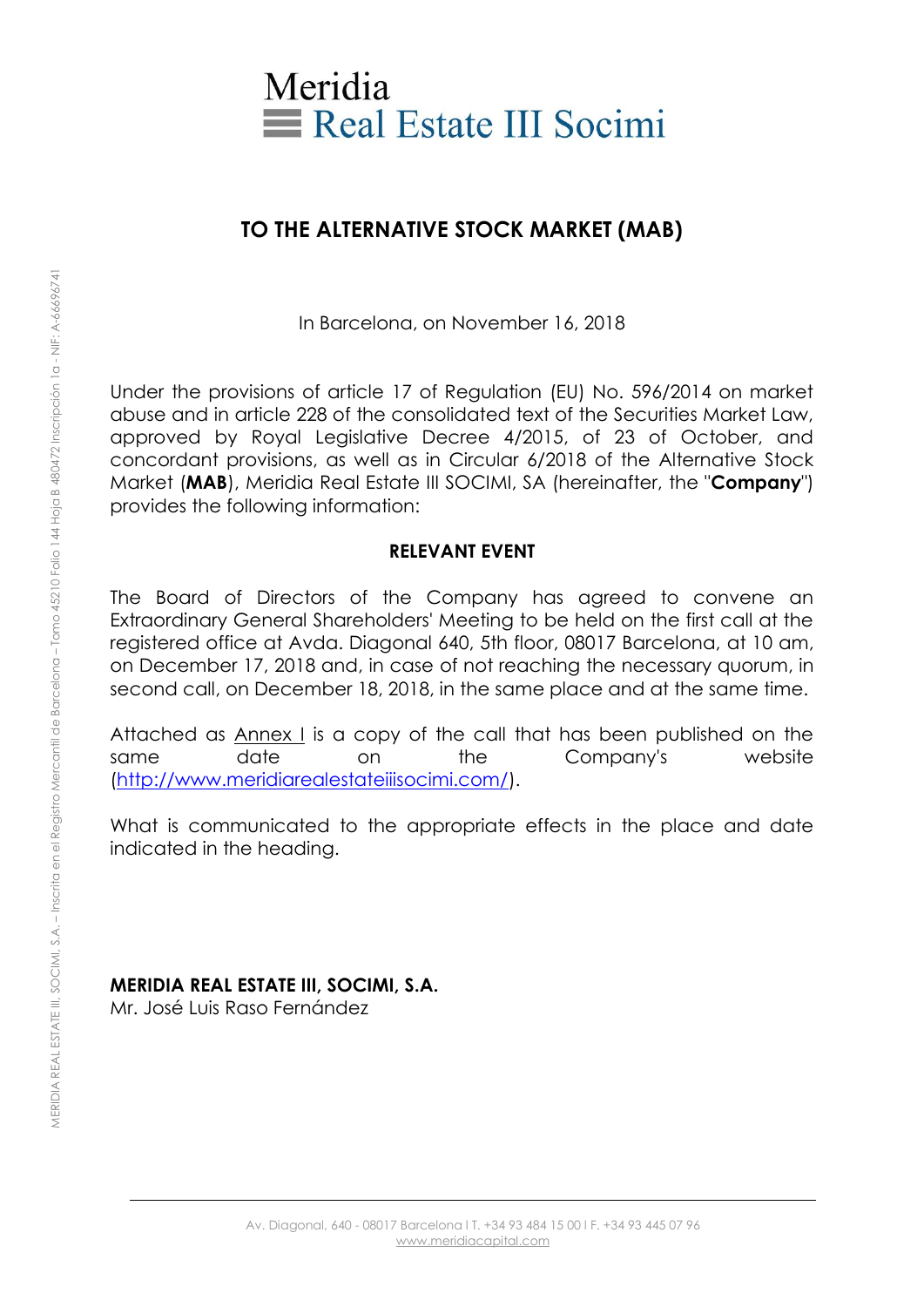# Meridia Real Estate III Socimi

## TO THE ALTERNATIVE STOCK MARKET (MAB)

In Barcelona, on November 16, 2018

Under the provisions of article 17 of Regulation (EU) No. 596/2014 on market abuse and in article 228 of the consolidated text of the Securities Market Law, approved by Royal Legislative Decree 4/2015, of 23 of October, and concordant provisions, as well as in Circular 6/2018 of the Alternative Stock Market (**MAB**), Meridia Real Estate III SOCIMI, SA (hereinafter, the "**Company**") provides the following information:

### RELEVANT EVENT

The Board of Directors of the Company has agreed to convene an Extraordinary General Shareholders' Meeting to be held on the first call at the registered office at Avda. Diagonal 640, 5th floor, 08017 Barcelona, at 10 am, on December 17, 2018 and, in case of not reaching the necessary quorum, in second call, on December 18, 2018, in the same place and at the same time.

Attached as Annex I is a copy of the call that has been published on the same date on the Company's website (http://www.meridiarealestateiiisocimi.com/).

What is communicated to the appropriate effects in the place and date indicated in the heading.

**MERIDIA REAL ESTATE III, SOCIMI, S.A.**
Mr. José Luis Raso Fernández

MERIDIA REAL ESTATE III, SOCIMI, S.A. – Inscrita en el Registro Mercantil de Barcelona – Tomo 45210 Folio 144 Hoja B 480472 Inscripción 1a - NIF: A-66696741

Av. Diagonal, 640 - 08017 Barcelona I T. +34 93 484 15 00 I F. +34 93 445 07 96
www.meridiacapital.com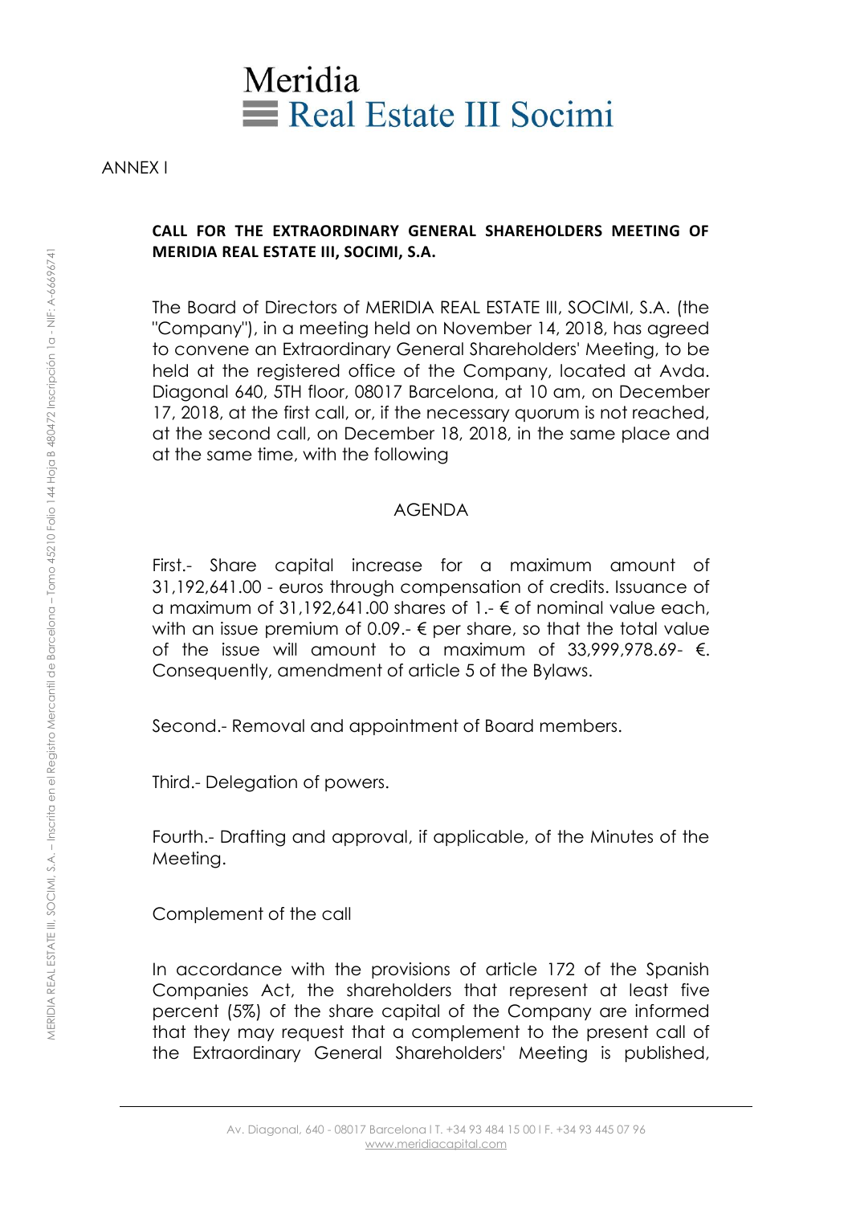Meridia
Real Estate III Socimi

ANNEX I

**CALL FOR THE EXTRAORDINARY GENERAL SHAREHOLDERS MEETING OF MERIDIA REAL ESTATE III, SOCIMI, S.A.**

The Board of Directors of MERIDIA REAL ESTATE III, SOCIMI, S.A. (the "Company"), in a meeting held on November 14, 2018, has agreed to convene an Extraordinary General Shareholders' Meeting, to be held at the registered office of the Company, located at Avda. Diagonal 640, 5TH floor, 08017 Barcelona, at 10 am, on December 17, 2018, at the first call, or, if the necessary quorum is not reached, at the second call, on December 18, 2018, in the same place and at the same time, with the following

AGENDA

First.- Share capital increase for a maximum amount of 31,192,641.00 - euros through compensation of credits. Issuance of a maximum of 31,192,641.00 shares of 1.- € of nominal value each, with an issue premium of 0.09.- € per share, so that the total value of the issue will amount to a maximum of 33,999,978.69- €. Consequently, amendment of article 5 of the Bylaws.

Second.- Removal and appointment of Board members.

Third.- Delegation of powers.

Fourth.- Drafting and approval, if applicable, of the Minutes of the Meeting.

Complement of the call

In accordance with the provisions of article 172 of the Spanish Companies Act, the shareholders that represent at least five percent (5%) of the share capital of the Company are informed that they may request that a complement to the present call of the Extraordinary General Shareholders' Meeting is published,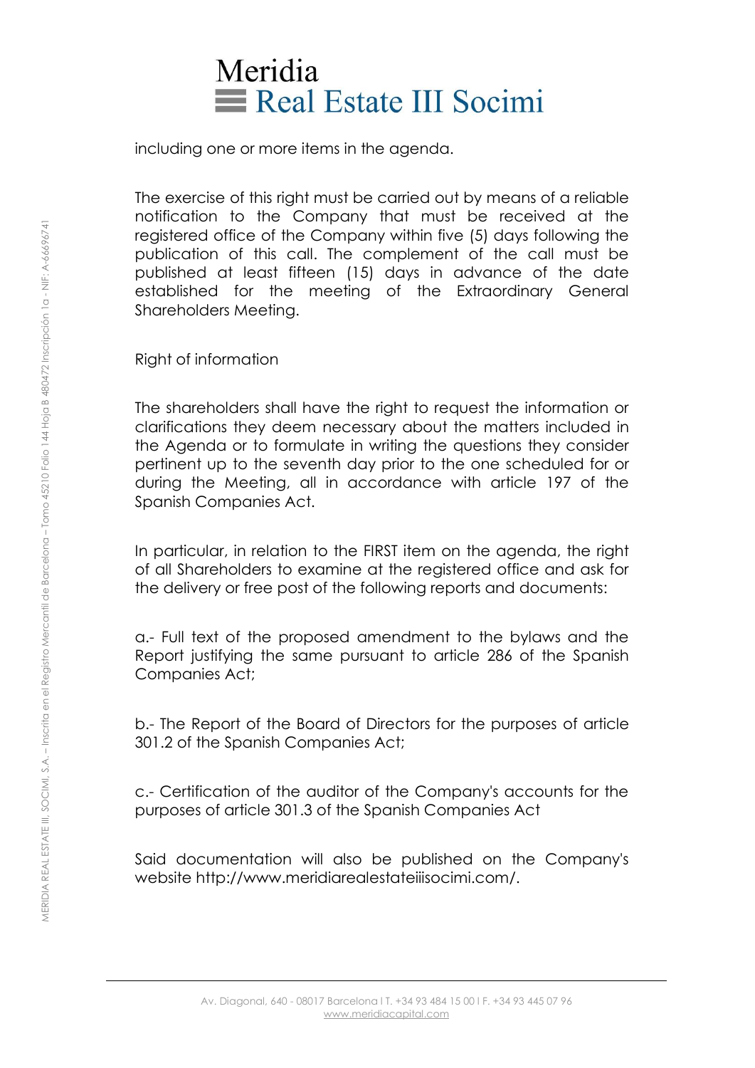including one or more items in the agenda.

The exercise of this right must be carried out by means of a reliable notification to the Company that must be received at the registered office of the Company within five (5) days following the publication of this call. The complement of the call must be published at least fifteen (15) days in advance of the date established for the meeting of the Extraordinary General Shareholders Meeting.

Right of information

The shareholders shall have the right to request the information or clarifications they deem necessary about the matters included in the Agenda or to formulate in writing the questions they consider pertinent up to the seventh day prior to the one scheduled for or during the Meeting, all in accordance with article 197 of the Spanish Companies Act.

In particular, in relation to the FIRST item on the agenda, the right of all Shareholders to examine at the registered office and ask for the delivery or free post of the following reports and documents:

a.- Full text of the proposed amendment to the bylaws and the Report justifying the same pursuant to article 286 of the Spanish Companies Act;

b.- The Report of the Board of Directors for the purposes of article 301.2 of the Spanish Companies Act;

c.- Certification of the auditor of the Company's accounts for the purposes of article 301.3 of the Spanish Companies Act

Said documentation will also be published on the Company's website http://www.meridiarealestateiiisocimi.com/.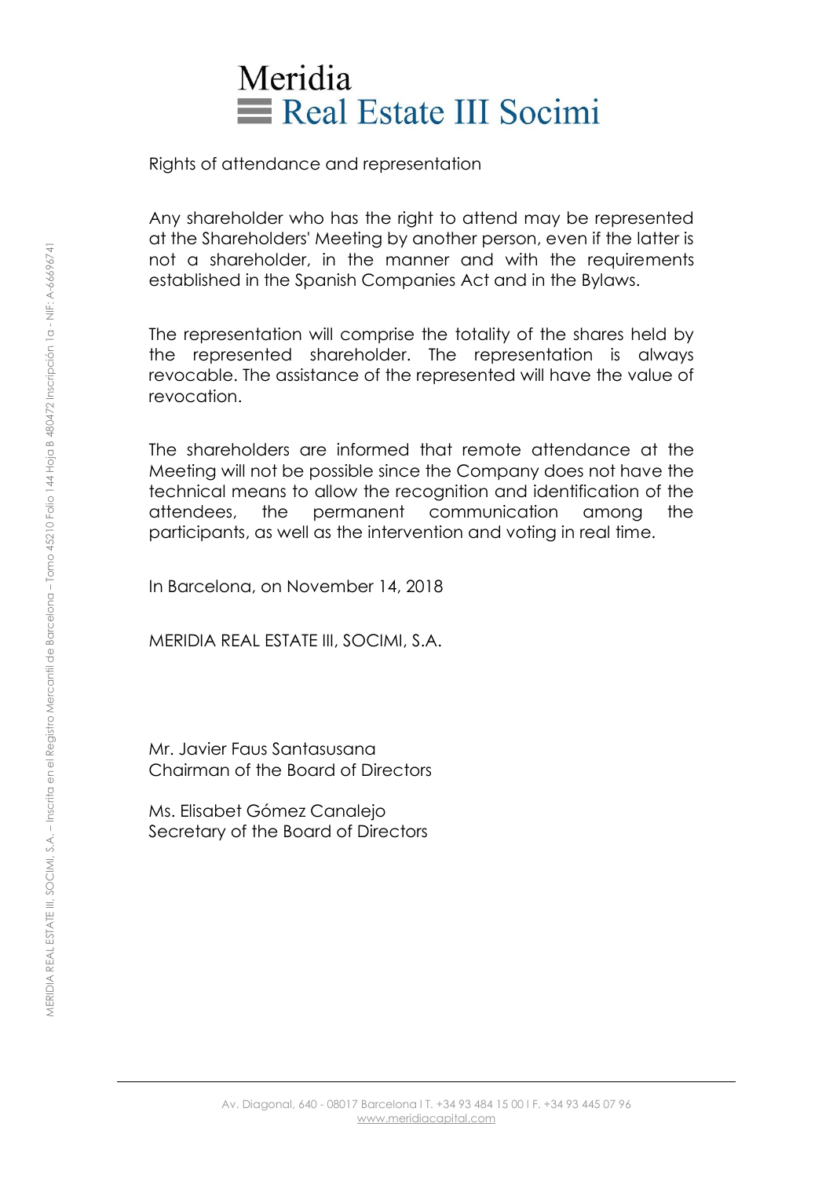Rights of attendance and representation

Any shareholder who has the right to attend may be represented at the Shareholders' Meeting by another person, even if the latter is not a shareholder, in the manner and with the requirements established in the Spanish Companies Act and in the Bylaws.

The representation will comprise the totality of the shares held by the represented shareholder. The representation is always revocable. The assistance of the represented will have the value of revocation.

The shareholders are informed that remote attendance at the Meeting will not be possible since the Company does not have the technical means to allow the recognition and identification of the attendees, the permanent communication among the participants, as well as the intervention and voting in real time.

In Barcelona, on November 14, 2018

MERIDIA REAL ESTATE III, SOCIMI, S.A.

Mr. Javier Faus Santasusana
Chairman of the Board of Directors

Ms. Elisabet Gómez Canalejo
Secretary of the Board of Directors